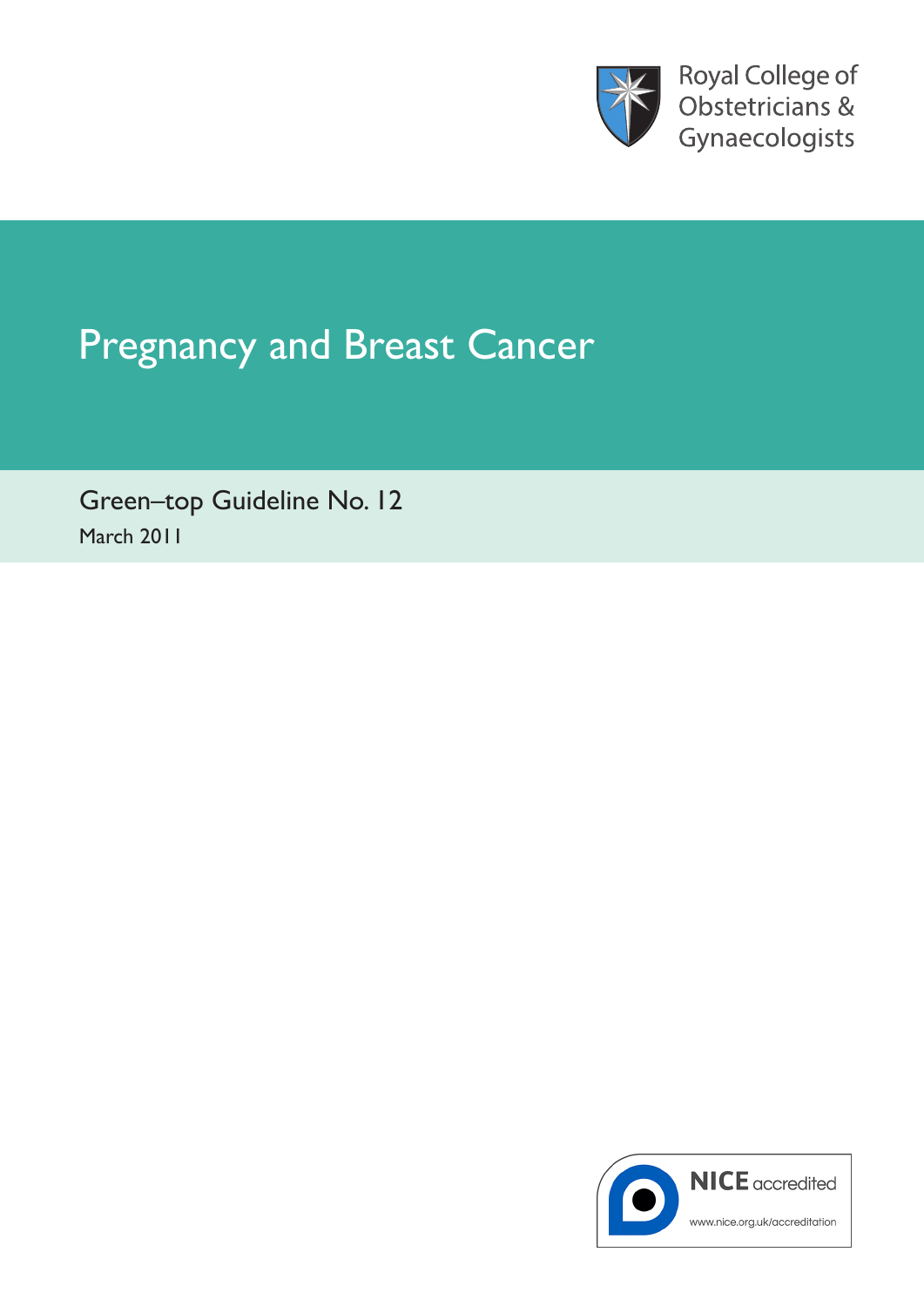Royal College of Obstetricians & Gynaecologists

# Pregnancy and Breast Cancer

Green–top Guideline No. 12

March 2011

NICE accredited

www.nice.org.uk/accreditation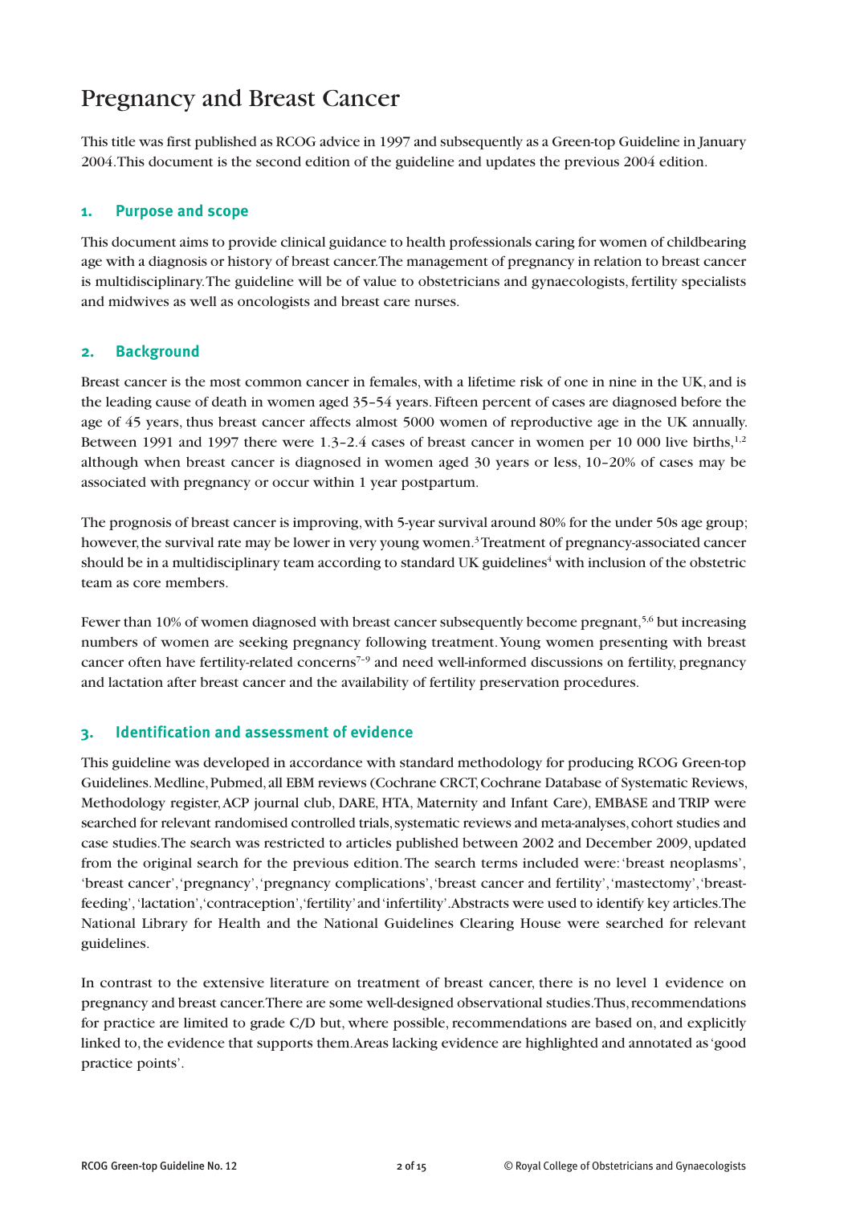# Pregnancy and Breast Cancer

This title was first published as RCOG advice in 1997 and subsequently as a Green-top Guideline in January 2004. This document is the second edition of the guideline and updates the previous 2004 edition.

## 1. Purpose and scope

This document aims to provide clinical guidance to health professionals caring for women of childbearing age with a diagnosis or history of breast cancer. The management of pregnancy in relation to breast cancer is multidisciplinary. The guideline will be of value to obstetricians and gynaecologists, fertility specialists and midwives as well as oncologists and breast care nurses.

## 2. Background

Breast cancer is the most common cancer in females, with a lifetime risk of one in nine in the UK, and is the leading cause of death in women aged 35–54 years. Fifteen percent of cases are diagnosed before the age of 45 years, thus breast cancer affects almost 5000 women of reproductive age in the UK annually. Between 1991 and 1997 there were 1.3–2.4 cases of breast cancer in women per 10 000 live births,[1,2] although when breast cancer is diagnosed in women aged 30 years or less, 10–20% of cases may be associated with pregnancy or occur within 1 year postpartum.

The prognosis of breast cancer is improving, with 5-year survival around 80% for the under 50s age group; however, the survival rate may be lower in very young women.[3] Treatment of pregnancy-associated cancer should be in a multidisciplinary team according to standard UK guidelines[4] with inclusion of the obstetric team as core members.

Fewer than 10% of women diagnosed with breast cancer subsequently become pregnant,[5,6] but increasing numbers of women are seeking pregnancy following treatment. Young women presenting with breast cancer often have fertility-related concerns[7–9] and need well-informed discussions on fertility, pregnancy and lactation after breast cancer and the availability of fertility preservation procedures.

## 3. Identification and assessment of evidence

This guideline was developed in accordance with standard methodology for producing RCOG Green-top Guidelines. Medline, Pubmed, all EBM reviews (Cochrane CRCT, Cochrane Database of Systematic Reviews, Methodology register, ACP journal club, DARE, HTA, Maternity and Infant Care), EMBASE and TRIP were searched for relevant randomised controlled trials, systematic reviews and meta-analyses, cohort studies and case studies. The search was restricted to articles published between 2002 and December 2009, updated from the original search for the previous edition. The search terms included were: 'breast neoplasms', 'breast cancer', 'pregnancy', 'pregnancy complications', 'breast cancer and fertility', 'mastectomy', 'breast-feeding', 'lactation', 'contraception', 'fertility' and 'infertility'. Abstracts were used to identify key articles. The National Library for Health and the National Guidelines Clearing House were searched for relevant guidelines.

In contrast to the extensive literature on treatment of breast cancer, there is no level 1 evidence on pregnancy and breast cancer. There are some well-designed observational studies. Thus, recommendations for practice are limited to grade C/D but, where possible, recommendations are based on, and explicitly linked to, the evidence that supports them. Areas lacking evidence are highlighted and annotated as 'good practice points'.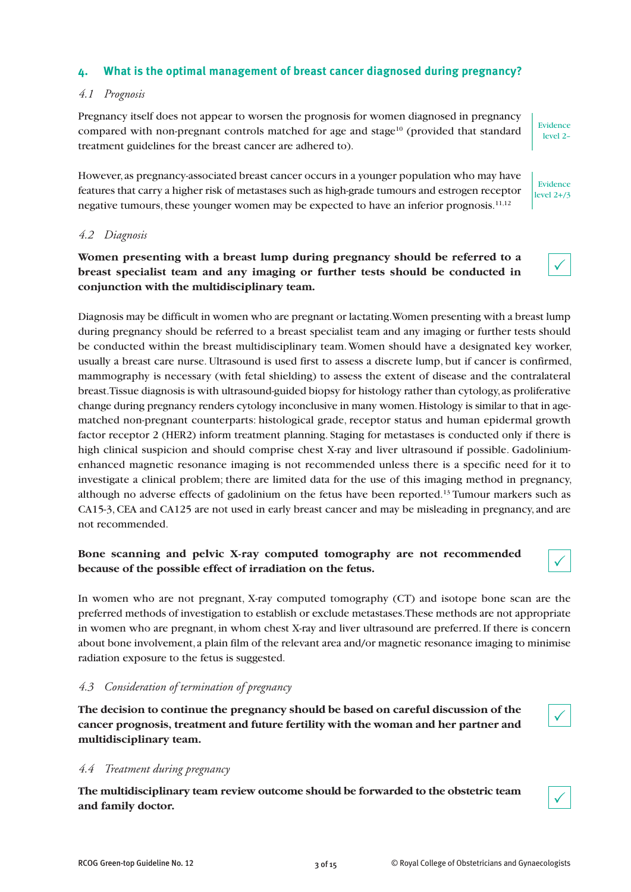## 4. What is the optimal management of breast cancer diagnosed during pregnancy?

### *4.1 Prognosis*

Pregnancy itself does not appear to worsen the prognosis for women diagnosed in pregnancy compared with non-pregnant controls matched for age and stage[10] (provided that standard treatment guidelines for the breast cancer are adhered to).

Evidence level 2–

However, as pregnancy-associated breast cancer occurs in a younger population who may have features that carry a higher risk of metastases such as high-grade tumours and estrogen receptor negative tumours, these younger women may be expected to have an inferior prognosis.[11,12]

Evidence level 2+/3

### *4.2 Diagnosis*

**Women presenting with a breast lump during pregnancy should be referred to a breast specialist team and any imaging or further tests should be conducted in conjunction with the multidisciplinary team.**

✓

Diagnosis may be difficult in women who are pregnant or lactating. Women presenting with a breast lump during pregnancy should be referred to a breast specialist team and any imaging or further tests should be conducted within the breast multidisciplinary team. Women should have a designated key worker, usually a breast care nurse. Ultrasound is used first to assess a discrete lump, but if cancer is confirmed, mammography is necessary (with fetal shielding) to assess the extent of disease and the contralateral breast. Tissue diagnosis is with ultrasound-guided biopsy for histology rather than cytology, as proliferative change during pregnancy renders cytology inconclusive in many women. Histology is similar to that in age-matched non-pregnant counterparts: histological grade, receptor status and human epidermal growth factor receptor 2 (HER2) inform treatment planning. Staging for metastases is conducted only if there is high clinical suspicion and should comprise chest X-ray and liver ultrasound if possible. Gadolinium-enhanced magnetic resonance imaging is not recommended unless there is a specific need for it to investigate a clinical problem; there are limited data for the use of this imaging method in pregnancy, although no adverse effects of gadolinium on the fetus have been reported.[13] Tumour markers such as CA15-3, CEA and CA125 are not used in early breast cancer and may be misleading in pregnancy, and are not recommended.

**Bone scanning and pelvic X-ray computed tomography are not recommended because of the possible effect of irradiation on the fetus.**

✓

In women who are not pregnant, X-ray computed tomography (CT) and isotope bone scan are the preferred methods of investigation to establish or exclude metastases. These methods are not appropriate in women who are pregnant, in whom chest X-ray and liver ultrasound are preferred. If there is concern about bone involvement, a plain film of the relevant area and/or magnetic resonance imaging to minimise radiation exposure to the fetus is suggested.

### *4.3 Consideration of termination of pregnancy*

**The decision to continue the pregnancy should be based on careful discussion of the cancer prognosis, treatment and future fertility with the woman and her partner and multidisciplinary team.**

✓

### *4.4 Treatment during pregnancy*

**The multidisciplinary team review outcome should be forwarded to the obstetric team and family doctor.**

✓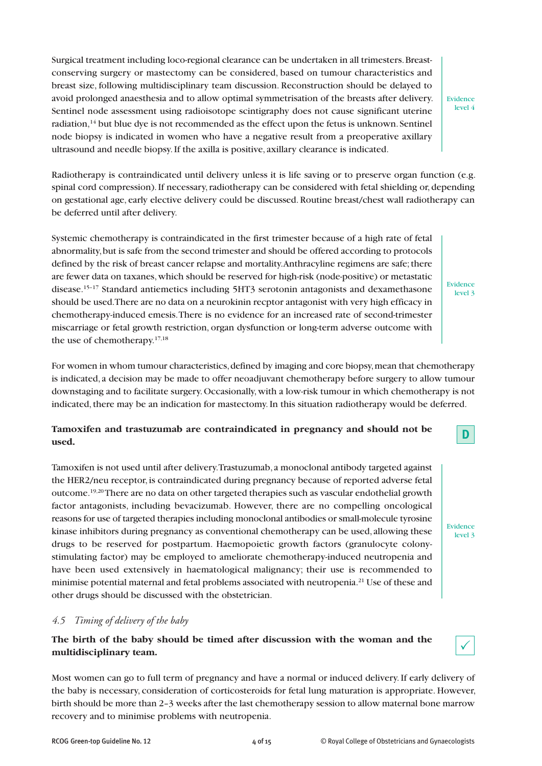Surgical treatment including loco-regional clearance can be undertaken in all trimesters. Breast-conserving surgery or mastectomy can be considered, based on tumour characteristics and breast size, following multidisciplinary team discussion. Reconstruction should be delayed to avoid prolonged anaesthesia and to allow optimal symmetrisation of the breasts after delivery. Sentinel node assessment using radioisotope scintigraphy does not cause significant uterine radiation,[14] but blue dye is not recommended as the effect upon the fetus is unknown. Sentinel node biopsy is indicated in women who have a negative result from a preoperative axillary ultrasound and needle biopsy. If the axilla is positive, axillary clearance is indicated.

Evidence level 4

Radiotherapy is contraindicated until delivery unless it is life saving or to preserve organ function (e.g. spinal cord compression). If necessary, radiotherapy can be considered with fetal shielding or, depending on gestational age, early elective delivery could be discussed. Routine breast/chest wall radiotherapy can be deferred until after delivery.

Systemic chemotherapy is contraindicated in the first trimester because of a high rate of fetal abnormality, but is safe from the second trimester and should be offered according to protocols defined by the risk of breast cancer relapse and mortality. Anthracyline regimens are safe; there are fewer data on taxanes, which should be reserved for high-risk (node-positive) or metastatic disease.[15-17] Standard antiemetics including 5HT3 serotonin antagonists and dexamethasone should be used. There are no data on a neurokinin recptor antagonist with very high efficacy in chemotherapy-induced emesis. There is no evidence for an increased rate of second-trimester miscarriage or fetal growth restriction, organ dysfunction or long-term adverse outcome with the use of chemotherapy.[17,18]

Evidence level 3

For women in whom tumour characteristics, defined by imaging and core biopsy, mean that chemotherapy is indicated, a decision may be made to offer neoadjuvant chemotherapy before surgery to allow tumour downstaging and to facilitate surgery. Occasionally, with a low-risk tumour in which chemotherapy is not indicated, there may be an indication for mastectomy. In this situation radiotherapy would be deferred.

**Tamoxifen and trastuzumab are contraindicated in pregnancy and should not be used.**

**D**

Tamoxifen is not used until after delivery. Trastuzumab, a monoclonal antibody targeted against the HER2/neu receptor, is contraindicated during pregnancy because of reported adverse fetal outcome.[19,20] There are no data on other targeted therapies such as vascular endothelial growth factor antagonists, including bevacizumab. However, there are no compelling oncological reasons for use of targeted therapies including monoclonal antibodies or small-molecule tyrosine kinase inhibitors during pregnancy as conventional chemotherapy can be used, allowing these drugs to be reserved for postpartum. Haemopoietic growth factors (granulocyte colony-stimulating factor) may be employed to ameliorate chemotherapy-induced neutropenia and have been used extensively in haematological malignancy; their use is recommended to minimise potential maternal and fetal problems associated with neutropenia.[21] Use of these and other drugs should be discussed with the obstetrician.

Evidence level 3

### *4.5 Timing of delivery of the baby*

**The birth of the baby should be timed after discussion with the woman and the multidisciplinary team.**

✓

Most women can go to full term of pregnancy and have a normal or induced delivery. If early delivery of the baby is necessary, consideration of corticosteroids for fetal lung maturation is appropriate. However, birth should be more than 2–3 weeks after the last chemotherapy session to allow maternal bone marrow recovery and to minimise problems with neutropenia.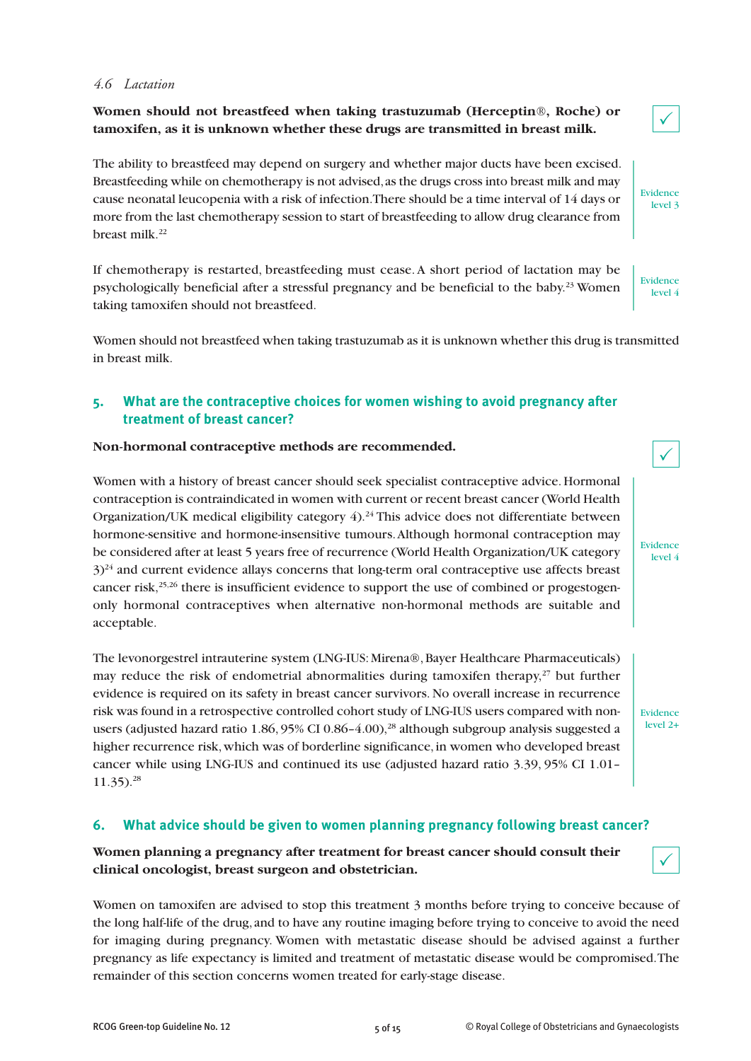*4.6 Lactation*

**Women should not breastfeed when taking trastuzumab (Herceptin®, Roche) or tamoxifen, as it is unknown whether these drugs are transmitted in breast milk.**

✓

The ability to breastfeed may depend on surgery and whether major ducts have been excised. Breastfeeding while on chemotherapy is not advised, as the drugs cross into breast milk and may cause neonatal leucopenia with a risk of infection. There should be a time interval of 14 days or more from the last chemotherapy session to start of breastfeeding to allow drug clearance from breast milk.[22]

Evidence level 3

If chemotherapy is restarted, breastfeeding must cease. A short period of lactation may be psychologically beneficial after a stressful pregnancy and be beneficial to the baby.[23] Women taking tamoxifen should not breastfeed.

Evidence level 4

Women should not breastfeed when taking trastuzumab as it is unknown whether this drug is transmitted in breast milk.

## 5. What are the contraceptive choices for women wishing to avoid pregnancy after treatment of breast cancer?

**Non-hormonal contraceptive methods are recommended.**

✓

Women with a history of breast cancer should seek specialist contraceptive advice. Hormonal contraception is contraindicated in women with current or recent breast cancer (World Health Organization/UK medical eligibility category 4).[24] This advice does not differentiate between hormone-sensitive and hormone-insensitive tumours. Although hormonal contraception may be considered after at least 5 years free of recurrence (World Health Organization/UK category 3)[24] and current evidence allays concerns that long-term oral contraceptive use affects breast cancer risk,[25,26] there is insufficient evidence to support the use of combined or progestogen-only hormonal contraceptives when alternative non-hormonal methods are suitable and acceptable.

Evidence level 4

The levonorgestrel intrauterine system (LNG-IUS: Mirena®, Bayer Healthcare Pharmaceuticals) may reduce the risk of endometrial abnormalities during tamoxifen therapy,[27] but further evidence is required on its safety in breast cancer survivors. No overall increase in recurrence risk was found in a retrospective controlled cohort study of LNG-IUS users compared with non-users (adjusted hazard ratio 1.86, 95% CI 0.86–4.00),[28] although subgroup analysis suggested a higher recurrence risk, which was of borderline significance, in women who developed breast cancer while using LNG-IUS and continued its use (adjusted hazard ratio 3.39, 95% CI 1.01–11.35).[28]

Evidence level 2+

## 6. What advice should be given to women planning pregnancy following breast cancer?

**Women planning a pregnancy after treatment for breast cancer should consult their clinical oncologist, breast surgeon and obstetrician.**

✓

Women on tamoxifen are advised to stop this treatment 3 months before trying to conceive because of the long half-life of the drug, and to have any routine imaging before trying to conceive to avoid the need for imaging during pregnancy. Women with metastatic disease should be advised against a further pregnancy as life expectancy is limited and treatment of metastatic disease would be compromised. The remainder of this section concerns women treated for early-stage disease.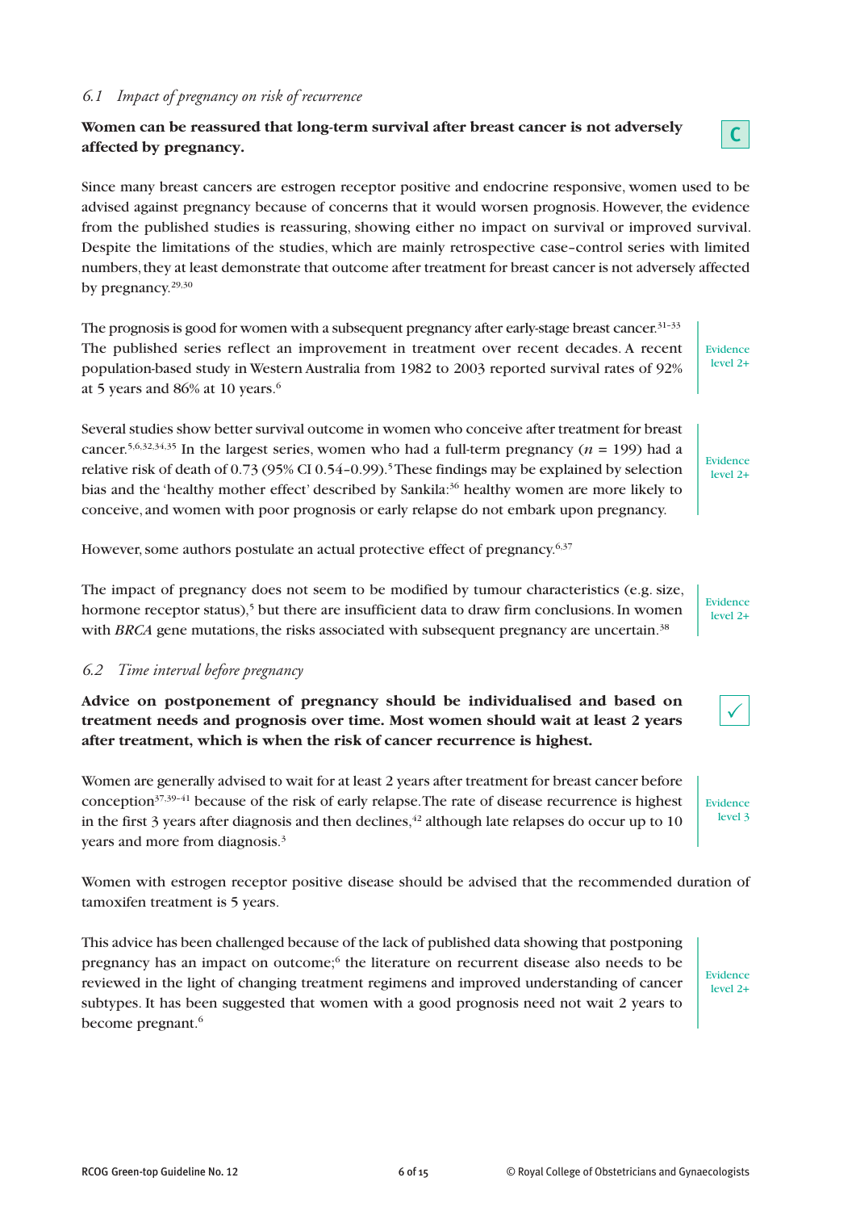### *6.1 Impact of pregnancy on risk of recurrence*

**Women can be reassured that long-term survival after breast cancer is not adversely affected by pregnancy.**

C

Since many breast cancers are estrogen receptor positive and endocrine responsive, women used to be advised against pregnancy because of concerns that it would worsen prognosis. However, the evidence from the published studies is reassuring, showing either no impact on survival or improved survival. Despite the limitations of the studies, which are mainly retrospective case–control series with limited numbers, they at least demonstrate that outcome after treatment for breast cancer is not adversely affected by pregnancy.[29,30]

The prognosis is good for women with a subsequent pregnancy after early-stage breast cancer.[31–33] The published series reflect an improvement in treatment over recent decades. A recent population-based study in Western Australia from 1982 to 2003 reported survival rates of 92% at 5 years and 86% at 10 years.[6]

Evidence level 2+

Several studies show better survival outcome in women who conceive after treatment for breast cancer.[5,6,32,34,35] In the largest series, women who had a full-term pregnancy ($n$ = 199) had a relative risk of death of 0.73 (95% CI 0.54–0.99).[5] These findings may be explained by selection bias and the 'healthy mother effect' described by Sankila:[36] healthy women are more likely to conceive, and women with poor prognosis or early relapse do not embark upon pregnancy.

Evidence level 2+

However, some authors postulate an actual protective effect of pregnancy.[6,37]

The impact of pregnancy does not seem to be modified by tumour characteristics (e.g. size, hormone receptor status),[5] but there are insufficient data to draw firm conclusions. In women with *BRCA* gene mutations, the risks associated with subsequent pregnancy are uncertain.[38]

Evidence level 2+

### *6.2 Time interval before pregnancy*

**Advice on postponement of pregnancy should be individualised and based on treatment needs and prognosis over time. Most women should wait at least 2 years after treatment, which is when the risk of cancer recurrence is highest.**

✓

Women are generally advised to wait for at least 2 years after treatment for breast cancer before conception[37,39–41] because of the risk of early relapse. The rate of disease recurrence is highest in the first 3 years after diagnosis and then declines,[42] although late relapses do occur up to 10 years and more from diagnosis.[3]

Evidence level 3

Women with estrogen receptor positive disease should be advised that the recommended duration of tamoxifen treatment is 5 years.

This advice has been challenged because of the lack of published data showing that postponing pregnancy has an impact on outcome;[6] the literature on recurrent disease also needs to be reviewed in the light of changing treatment regimens and improved understanding of cancer subtypes. It has been suggested that women with a good prognosis need not wait 2 years to become pregnant.[6]

Evidence level 2+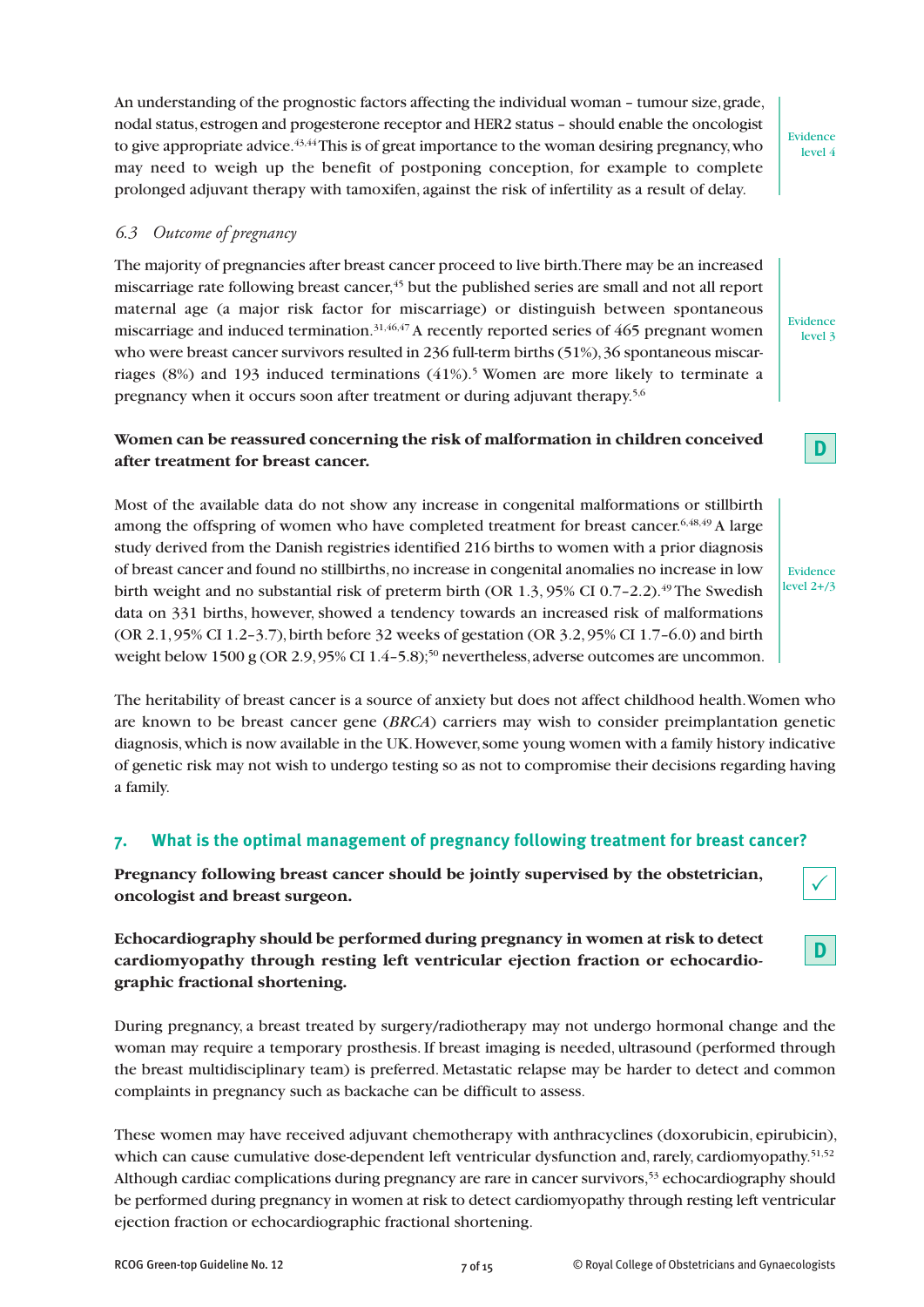An understanding of the prognostic factors affecting the individual woman – tumour size, grade, nodal status, estrogen and progesterone receptor and HER2 status – should enable the oncologist to give appropriate advice.[43,44] This is of great importance to the woman desiring pregnancy, who may need to weigh up the benefit of postponing conception, for example to complete prolonged adjuvant therapy with tamoxifen, against the risk of infertility as a result of delay.

Evidence level 4

### 6.3 *Outcome of pregnancy*

The majority of pregnancies after breast cancer proceed to live birth. There may be an increased miscarriage rate following breast cancer,[45] but the published series are small and not all report maternal age (a major risk factor for miscarriage) or distinguish between spontaneous miscarriage and induced termination.[31,46,47] A recently reported series of 465 pregnant women who were breast cancer survivors resulted in 236 full-term births (51%), 36 spontaneous miscarriages (8%) and 193 induced terminations (41%).[5] Women are more likely to terminate a pregnancy when it occurs soon after treatment or during adjuvant therapy.[5,6]

Evidence level 3

**Women can be reassured concerning the risk of malformation in children conceived after treatment for breast cancer.**

D

Most of the available data do not show any increase in congenital malformations or stillbirth among the offspring of women who have completed treatment for breast cancer.[6,48,49] A large study derived from the Danish registries identified 216 births to women with a prior diagnosis of breast cancer and found no stillbirths, no increase in congenital anomalies no increase in low birth weight and no substantial risk of preterm birth (OR 1.3, 95% CI 0.7–2.2).[49] The Swedish data on 331 births, however, showed a tendency towards an increased risk of malformations (OR 2.1, 95% CI 1.2–3.7), birth before 32 weeks of gestation (OR 3.2, 95% CI 1.7–6.0) and birth weight below 1500 g (OR 2.9, 95% CI 1.4–5.8);[50] nevertheless, adverse outcomes are uncommon.

Evidence level 2+/3

The heritability of breast cancer is a source of anxiety but does not affect childhood health. Women who are known to be breast cancer gene (*BRCA*) carriers may wish to consider preimplantation genetic diagnosis, which is now available in the UK. However, some young women with a family history indicative of genetic risk may not wish to undergo testing so as not to compromise their decisions regarding having a family.

## 7. What is the optimal management of pregnancy following treatment for breast cancer?

**Pregnancy following breast cancer should be jointly supervised by the obstetrician, oncologist and breast surgeon.**

✓

**Echocardiography should be performed during pregnancy in women at risk to detect cardiomyopathy through resting left ventricular ejection fraction or echocardiographic fractional shortening.**

D

During pregnancy, a breast treated by surgery/radiotherapy may not undergo hormonal change and the woman may require a temporary prosthesis. If breast imaging is needed, ultrasound (performed through the breast multidisciplinary team) is preferred. Metastatic relapse may be harder to detect and common complaints in pregnancy such as backache can be difficult to assess.

These women may have received adjuvant chemotherapy with anthracyclines (doxorubicin, epirubicin), which can cause cumulative dose-dependent left ventricular dysfunction and, rarely, cardiomyopathy.[51,52] Although cardiac complications during pregnancy are rare in cancer survivors,[53] echocardiography should be performed during pregnancy in women at risk to detect cardiomyopathy through resting left ventricular ejection fraction or echocardiographic fractional shortening.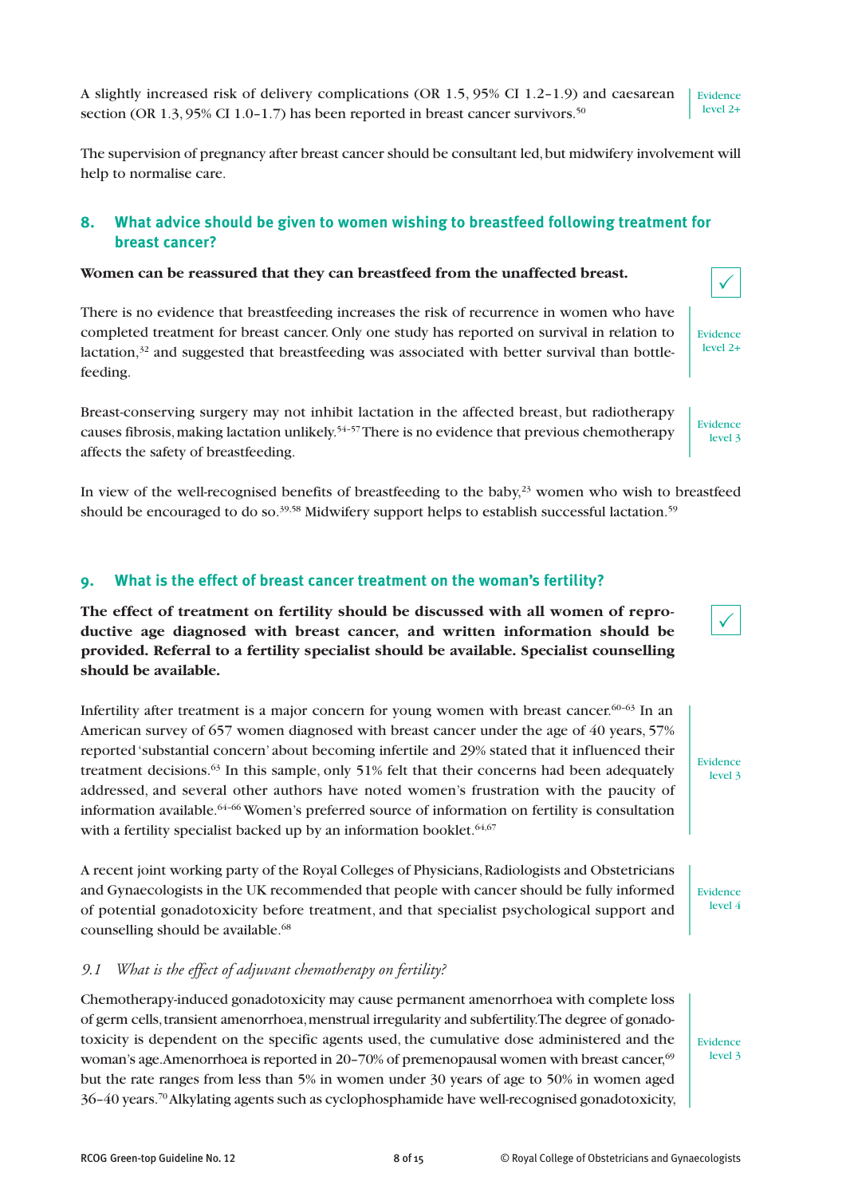A slightly increased risk of delivery complications (OR 1.5, 95% CI 1.2–1.9) and caesarean section (OR 1.3, 95% CI 1.0–1.7) has been reported in breast cancer survivors.[50]

Evidence level 2+

The supervision of pregnancy after breast cancer should be consultant led, but midwifery involvement will help to normalise care.

## 8. What advice should be given to women wishing to breastfeed following treatment for breast cancer?

**Women can be reassured that they can breastfeed from the unaffected breast.** ✓

There is no evidence that breastfeeding increases the risk of recurrence in women who have completed treatment for breast cancer. Only one study has reported on survival in relation to lactation,[32] and suggested that breastfeeding was associated with better survival than bottle-feeding.

Evidence level 2+

Breast-conserving surgery may not inhibit lactation in the affected breast, but radiotherapy causes fibrosis, making lactation unlikely.[54–57] There is no evidence that previous chemotherapy affects the safety of breastfeeding.

Evidence level 3

In view of the well-recognised benefits of breastfeeding to the baby,[23] women who wish to breastfeed should be encouraged to do so.[39,58] Midwifery support helps to establish successful lactation.[59]

## 9. What is the effect of breast cancer treatment on the woman's fertility?

**The effect of treatment on fertility should be discussed with all women of reproductive age diagnosed with breast cancer, and written information should be provided. Referral to a fertility specialist should be available. Specialist counselling should be available.** ✓

Infertility after treatment is a major concern for young women with breast cancer.[60–63] In an American survey of 657 women diagnosed with breast cancer under the age of 40 years, 57% reported 'substantial concern' about becoming infertile and 29% stated that it influenced their treatment decisions.[63] In this sample, only 51% felt that their concerns had been adequately addressed, and several other authors have noted women's frustration with the paucity of information available.[64–66] Women's preferred source of information on fertility is consultation with a fertility specialist backed up by an information booklet.[64,67]

Evidence level 3

A recent joint working party of the Royal Colleges of Physicians, Radiologists and Obstetricians and Gynaecologists in the UK recommended that people with cancer should be fully informed of potential gonadotoxicity before treatment, and that specialist psychological support and counselling should be available.[68]

Evidence level 4

### *9.1 What is the effect of adjuvant chemotherapy on fertility?*

Chemotherapy-induced gonadotoxicity may cause permanent amenorrhoea with complete loss of germ cells, transient amenorrhoea, menstrual irregularity and subfertility. The degree of gonadotoxicity is dependent on the specific agents used, the cumulative dose administered and the woman's age. Amenorrhoea is reported in 20–70% of premenopausal women with breast cancer,[69] but the rate ranges from less than 5% in women under 30 years of age to 50% in women aged 36–40 years.[70] Alkylating agents such as cyclophosphamide have well-recognised gonadotoxicity,

Evidence level 3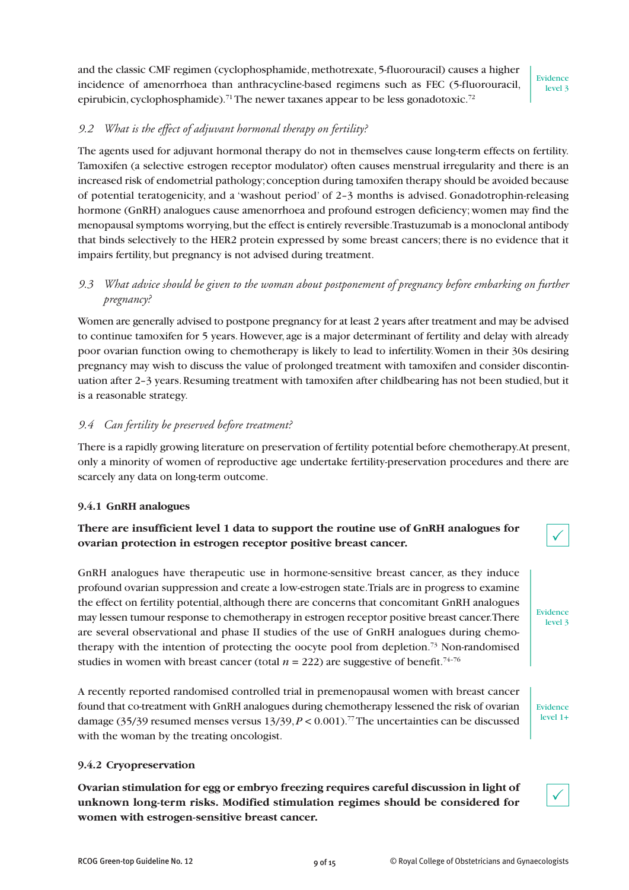and the classic CMF regimen (cyclophosphamide, methotrexate, 5-fluorouracil) causes a higher incidence of amenorrhoea than anthracycline-based regimens such as FEC (5-fluorouracil, epirubicin, cyclophosphamide).[71] The newer taxanes appear to be less gonadotoxic.[72]

Evidence level 3

### *9.2 What is the effect of adjuvant hormonal therapy on fertility?*

The agents used for adjuvant hormonal therapy do not in themselves cause long-term effects on fertility. Tamoxifen (a selective estrogen receptor modulator) often causes menstrual irregularity and there is an increased risk of endometrial pathology; conception during tamoxifen therapy should be avoided because of potential teratogenicity, and a 'washout period' of 2–3 months is advised. Gonadotrophin-releasing hormone (GnRH) analogues cause amenorrhoea and profound estrogen deficiency; women may find the menopausal symptoms worrying, but the effect is entirely reversible. Trastuzumab is a monoclonal antibody that binds selectively to the HER2 protein expressed by some breast cancers; there is no evidence that it impairs fertility, but pregnancy is not advised during treatment.

### *9.3 What advice should be given to the woman about postponement of pregnancy before embarking on further pregnancy?*

Women are generally advised to postpone pregnancy for at least 2 years after treatment and may be advised to continue tamoxifen for 5 years. However, age is a major determinant of fertility and delay with already poor ovarian function owing to chemotherapy is likely to lead to infertility. Women in their 30s desiring pregnancy may wish to discuss the value of prolonged treatment with tamoxifen and consider discontinuation after 2–3 years. Resuming treatment with tamoxifen after childbearing has not been studied, but it is a reasonable strategy.

### *9.4 Can fertility be preserved before treatment?*

There is a rapidly growing literature on preservation of fertility potential before chemotherapy. At present, only a minority of women of reproductive age undertake fertility-preservation procedures and there are scarcely any data on long-term outcome.

#### 9.4.1 GnRH analogues

**There are insufficient level 1 data to support the routine use of GnRH analogues for ovarian protection in estrogen receptor positive breast cancer.**

✓

GnRH analogues have therapeutic use in hormone-sensitive breast cancer, as they induce profound ovarian suppression and create a low-estrogen state. Trials are in progress to examine the effect on fertility potential, although there are concerns that concomitant GnRH analogues may lessen tumour response to chemotherapy in estrogen receptor positive breast cancer. There are several observational and phase II studies of the use of GnRH analogues during chemotherapy with the intention of protecting the oocyte pool from depletion.[73] Non-randomised studies in women with breast cancer (total $n = 222$) are suggestive of benefit.[74–76]

Evidence level 3

A recently reported randomised controlled trial in premenopausal women with breast cancer found that co-treatment with GnRH analogues during chemotherapy lessened the risk of ovarian damage (35/39 resumed menses versus 13/39, $P < 0.001$).[77] The uncertainties can be discussed with the woman by the treating oncologist.

Evidence level 1+

#### 9.4.2 Cryopreservation

**Ovarian stimulation for egg or embryo freezing requires careful discussion in light of unknown long-term risks. Modified stimulation regimes should be considered for women with estrogen-sensitive breast cancer.**

✓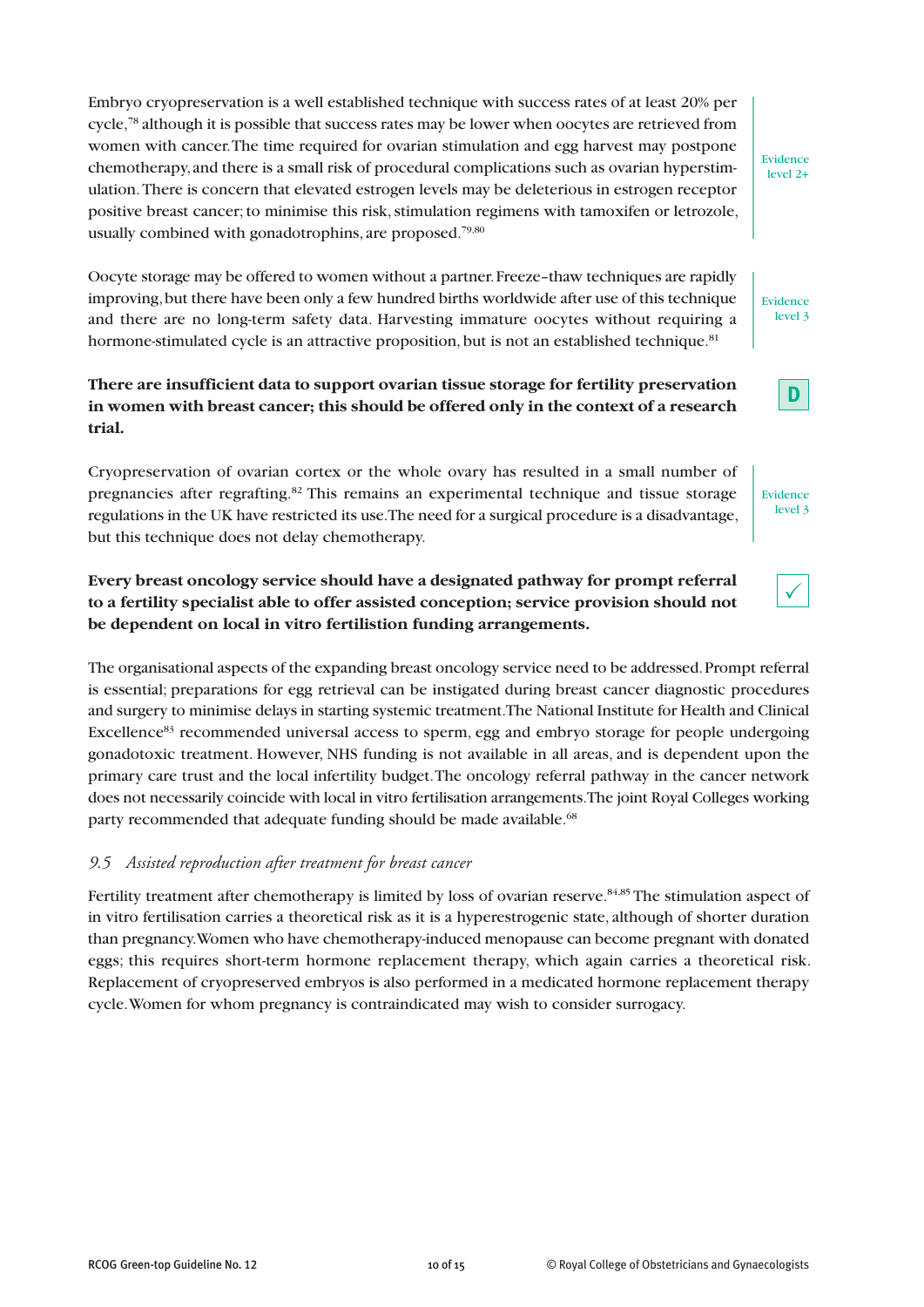Embryo cryopreservation is a well established technique with success rates of at least 20% per cycle,[78] although it is possible that success rates may be lower when oocytes are retrieved from women with cancer. The time required for ovarian stimulation and egg harvest may postpone chemotherapy, and there is a small risk of procedural complications such as ovarian hyperstimulation. There is concern that elevated estrogen levels may be deleterious in estrogen receptor positive breast cancer; to minimise this risk, stimulation regimens with tamoxifen or letrozole, usually combined with gonadotrophins, are proposed.[79,80]

Evidence level 2+

Oocyte storage may be offered to women without a partner. Freeze–thaw techniques are rapidly improving, but there have been only a few hundred births worldwide after use of this technique and there are no long-term safety data. Harvesting immature oocytes without requiring a hormone-stimulated cycle is an attractive proposition, but is not an established technique.[81]

Evidence level 3

**There are insufficient data to support ovarian tissue storage for fertility preservation in women with breast cancer; this should be offered only in the context of a research trial.**

**D**

Cryopreservation of ovarian cortex or the whole ovary has resulted in a small number of pregnancies after regrafting.[82] This remains an experimental technique and tissue storage regulations in the UK have restricted its use. The need for a surgical procedure is a disadvantage, but this technique does not delay chemotherapy.

Evidence level 3

**Every breast oncology service should have a designated pathway for prompt referral to a fertility specialist able to offer assisted conception; service provision should not be dependent on local in vitro fertilistion funding arrangements.**

✓

The organisational aspects of the expanding breast oncology service need to be addressed. Prompt referral is essential; preparations for egg retrieval can be instigated during breast cancer diagnostic procedures and surgery to minimise delays in starting systemic treatment. The National Institute for Health and Clinical Excellence[83] recommended universal access to sperm, egg and embryo storage for people undergoing gonadotoxic treatment. However, NHS funding is not available in all areas, and is dependent upon the primary care trust and the local infertility budget. The oncology referral pathway in the cancer network does not necessarily coincide with local in vitro fertilisation arrangements. The joint Royal Colleges working party recommended that adequate funding should be made available.[68]

### *9.5 Assisted reproduction after treatment for breast cancer*

Fertility treatment after chemotherapy is limited by loss of ovarian reserve.[84,85] The stimulation aspect of in vitro fertilisation carries a theoretical risk as it is a hyperestrogenic state, although of shorter duration than pregnancy. Women who have chemotherapy-induced menopause can become pregnant with donated eggs; this requires short-term hormone replacement therapy, which again carries a theoretical risk. Replacement of cryopreserved embryos is also performed in a medicated hormone replacement therapy cycle. Women for whom pregnancy is contraindicated may wish to consider surrogacy.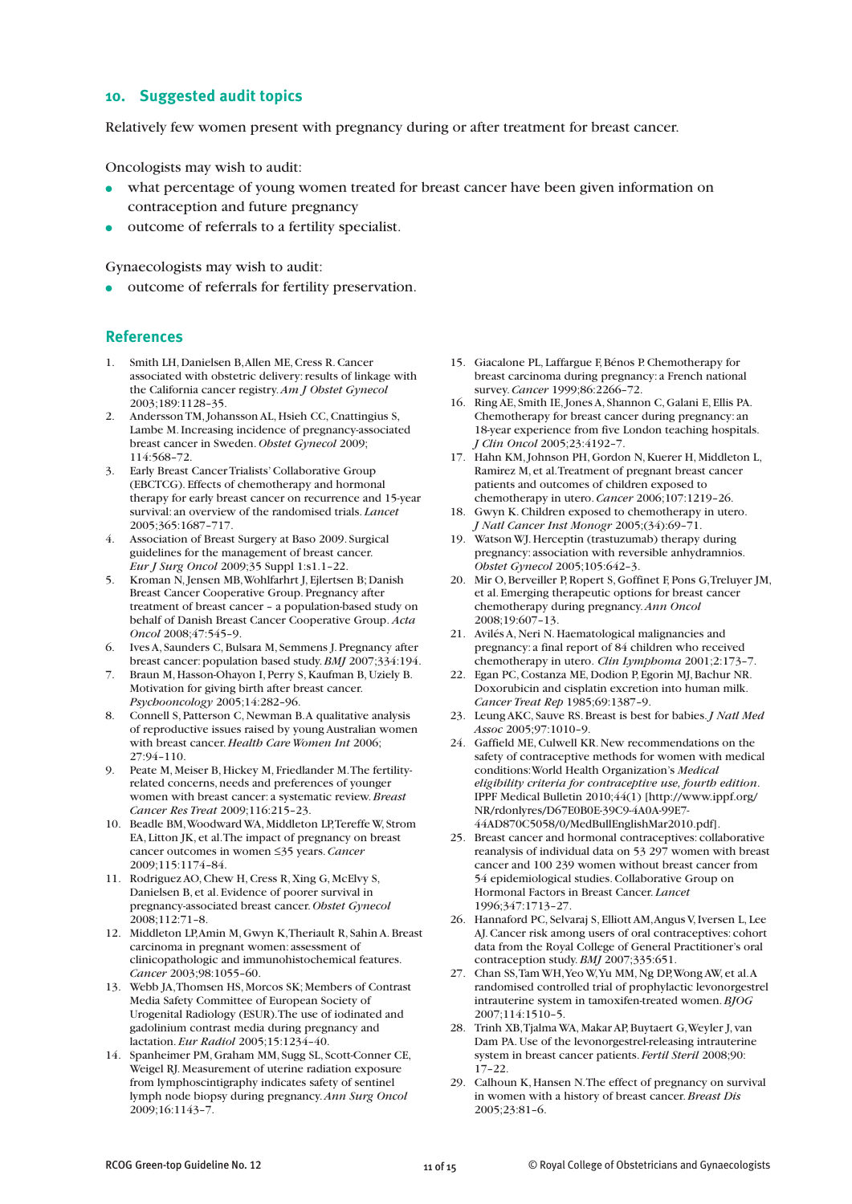## 10. Suggested audit topics

Relatively few women present with pregnancy during or after treatment for breast cancer.

Oncologists may wish to audit:

- what percentage of young women treated for breast cancer have been given information on contraception and future pregnancy
- outcome of referrals to a fertility specialist.

Gynaecologists may wish to audit:

- outcome of referrals for fertility preservation.

## References

1. Smith LH, Danielsen B, Allen ME, Cress R. Cancer associated with obstetric delivery: results of linkage with the California cancer registry. *Am J Obstet Gynecol* 2003;189:1128–35.
2. Andersson TM, Johansson AL, Hsieh CC, Cnattingius S, Lambe M. Increasing incidence of pregnancy-associated breast cancer in Sweden. *Obstet Gynecol* 2009; 114:568–72.
3. Early Breast Cancer Trialists' Collaborative Group (EBCTCG). Effects of chemotherapy and hormonal therapy for early breast cancer on recurrence and 15-year survival: an overview of the randomised trials. *Lancet* 2005;365:1687–717.
4. Association of Breast Surgery at Baso 2009. Surgical guidelines for the management of breast cancer. *Eur J Surg Oncol* 2009;35 Suppl 1:s1.1–22.
5. Kroman N, Jensen MB, Wohlfarhrt J, Ejlertsen B; Danish Breast Cancer Cooperative Group. Pregnancy after treatment of breast cancer – a population-based study on behalf of Danish Breast Cancer Cooperative Group. *Acta Oncol* 2008;47:545–9.
6. Ives A, Saunders C, Bulsara M, Semmens J. Pregnancy after breast cancer: population based study. *BMJ* 2007;334:194.
7. Braun M, Hasson-Ohayon I, Perry S, Kaufman B, Uziely B. Motivation for giving birth after breast cancer. *Psychooncology* 2005;14:282–96.
8. Connell S, Patterson C, Newman B. A qualitative analysis of reproductive issues raised by young Australian women with breast cancer. *Health Care Women Int* 2006; 27:94–110.
9. Peate M, Meiser B, Hickey M, Friedlander M. The fertility-related concerns, needs and preferences of younger women with breast cancer: a systematic review. *Breast Cancer Res Treat* 2009;116:215–23.
10. Beadle BM, Woodward WA, Middleton LP, Tereffe W, Strom EA, Litton JK, et al. The impact of pregnancy on breast cancer outcomes in women ≤35 years. *Cancer* 2009;115:1174–84.
11. Rodriguez AO, Chew H, Cress R, Xing G, McElvy S, Danielsen B, et al. Evidence of poorer survival in pregnancy-associated breast cancer. *Obstet Gynecol* 2008;112:71–8.
12. Middleton LP, Amin M, Gwyn K, Theriault R, Sahin A. Breast carcinoma in pregnant women: assessment of clinicopathologic and immunohistochemical features. *Cancer* 2003;98:1055–60.
13. Webb JA, Thomsen HS, Morcos SK; Members of Contrast Media Safety Committee of European Society of Urogenital Radiology (ESUR). The use of iodinated and gadolinium contrast media during pregnancy and lactation. *Eur Radiol* 2005;15:1234–40.
14. Spanheimer PM, Graham MM, Sugg SL, Scott-Conner CE, Weigel RJ. Measurement of uterine radiation exposure from lymphoscintigraphy indicates safety of sentinel lymph node biopsy during pregnancy. *Ann Surg Oncol* 2009;16:1143–7.
15. Giacalone PL, Laffargue F, Bénos P. Chemotherapy for breast carcinoma during pregnancy: a French national survey. *Cancer* 1999;86:2266–72.
16. Ring AE, Smith IE, Jones A, Shannon C, Galani E, Ellis PA. Chemotherapy for breast cancer during pregnancy: an 18-year experience from five London teaching hospitals. *J Clin Oncol* 2005;23:4192–7.
17. Hahn KM, Johnson PH, Gordon N, Kuerer H, Middleton L, Ramirez M, et al. Treatment of pregnant breast cancer patients and outcomes of children exposed to chemotherapy in utero. *Cancer* 2006;107:1219–26.
18. Gwyn K. Children exposed to chemotherapy in utero. *J Natl Cancer Inst Monogr* 2005;(34):69–71.
19. Watson WJ. Herceptin (trastuzumab) therapy during pregnancy: association with reversible anhydramnios. *Obstet Gynecol* 2005;105:642–3.
20. Mir O, Berveiller P, Ropert S, Goffinet F, Pons G, Treluyer JM, et al. Emerging therapeutic options for breast cancer chemotherapy during pregnancy. *Ann Oncol* 2008;19:607–13.
21. Avilés A, Neri N. Haematological malignancies and pregnancy: a final report of 84 children who received chemotherapy in utero. *Clin Lymphoma* 2001;2:173–7.
22. Egan PC, Costanza ME, Dodion P, Egorin MJ, Bachur NR. Doxorubicin and cisplatin excretion into human milk. *Cancer Treat Rep* 1985;69:1387–9.
23. Leung AKC, Sauve RS. Breast is best for babies. *J Natl Med Assoc* 2005;97:1010–9.
24. Gaffield ME, Culwell KR. New recommendations on the safety of contraceptive methods for women with medical conditions: World Health Organization's *Medical eligibility criteria for contraceptive use, fourth edition*. IPPF Medical Bulletin 2010;44(1) [http://www.ippf.org/NR/rdonlyres/D67E0B0E-39C9-4A0A-99E7-44AD870C5058/0/MedBullEnglishMar2010.pdf].
25. Breast cancer and hormonal contraceptives: collaborative reanalysis of individual data on 53 297 women with breast cancer and 100 239 women without breast cancer from 54 epidemiological studies. Collaborative Group on Hormonal Factors in Breast Cancer. *Lancet* 1996;347:1713–27.
26. Hannaford PC, Selvaraj S, Elliott AM, Angus V, Iversen L, Lee AJ. Cancer risk among users of oral contraceptives: cohort data from the Royal College of General Practitioner's oral contraception study. *BMJ* 2007;335:651.
27. Chan SS, Tam WH, Yeo W, Yu MM, Ng DP, Wong AW, et al. A randomised controlled trial of prophylactic levonorgestrel intrauterine system in tamoxifen-treated women. *BJOG* 2007;114:1510–5.
28. Trinh XB, Tjalma WA, Makar AP, Buytaert G, Weyler J, van Dam PA. Use of the levonorgestrel-releasing intrauterine system in breast cancer patients. *Fertil Steril* 2008;90: 17–22.
29. Calhoun K, Hansen N. The effect of pregnancy on survival in women with a history of breast cancer. *Breast Dis* 2005;23:81–6.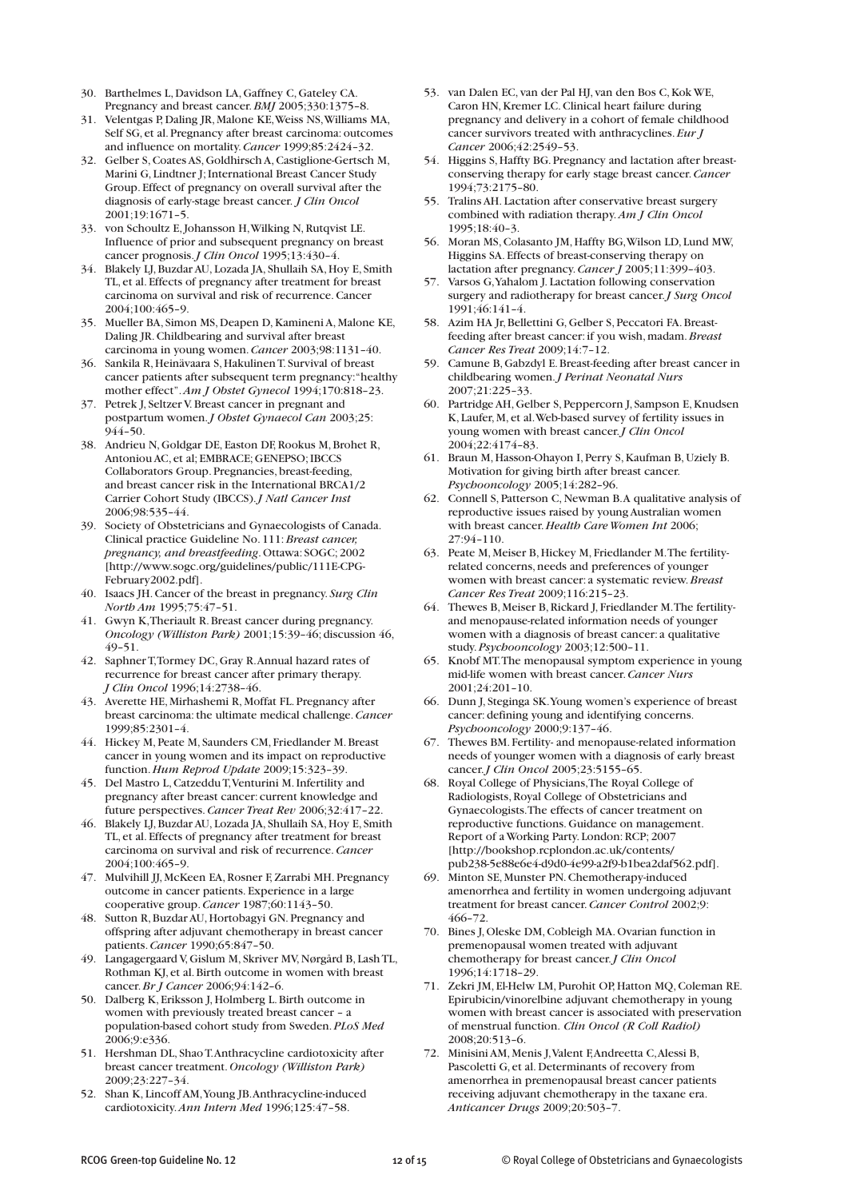30. Barthelmes L, Davidson LA, Gaffney C, Gateley CA. Pregnancy and breast cancer. *BMJ* 2005;330:1375–8.
31. Velentgas P, Daling JR, Malone KE, Weiss NS, Williams MA, Self SG, et al. Pregnancy after breast carcinoma: outcomes and influence on mortality. *Cancer* 1999;85:2424–32.
32. Gelber S, Coates AS, Goldhirsch A, Castiglione-Gertsch M, Marini G, Lindtner J; International Breast Cancer Study Group. Effect of pregnancy on overall survival after the diagnosis of early-stage breast cancer. *J Clin Oncol* 2001;19:1671–5.
33. von Schoultz E, Johansson H, Wilking N, Rutqvist LE. Influence of prior and subsequent pregnancy on breast cancer prognosis. *J Clin Oncol* 1995;13:430–4.
34. Blakely LJ, Buzdar AU, Lozada JA, Shullaih SA, Hoy E, Smith TL, et al. Effects of pregnancy after treatment for breast carcinoma on survival and risk of recurrence. Cancer 2004;100:465–9.
35. Mueller BA, Simon MS, Deapen D, Kamineni A, Malone KE, Daling JR. Childbearing and survival after breast carcinoma in young women. *Cancer* 2003;98:1131–40.
36. Sankila R, Heinävaara S, Hakulinen T. Survival of breast cancer patients after subsequent term pregnancy: "healthy mother effect". *Am J Obstet Gynecol* 1994;170:818–23.
37. Petrek J, Seltzer V. Breast cancer in pregnant and postpartum women. *J Obstet Gynaecol Can* 2003;25: 944–50.
38. Andrieu N, Goldgar DE, Easton DF, Rookus M, Brohet R, Antoniou AC, et al; EMBRACE; GENEPSO; IBCCS Collaborators Group. Pregnancies, breast-feeding, and breast cancer risk in the International BRCA1/2 Carrier Cohort Study (IBCCS). *J Natl Cancer Inst* 2006;98:535–44.
39. Society of Obstetricians and Gynaecologists of Canada. Clinical practice Guideline No. 111: *Breast cancer, pregnancy, and breastfeeding*. Ottawa: SOGC; 2002 [http://www.sogc.org/guidelines/public/111E-CPG-February2002.pdf].
40. Isaacs JH. Cancer of the breast in pregnancy. *Surg Clin North Am* 1995;75:47–51.
41. Gwyn K, Theriault R. Breast cancer during pregnancy. *Oncology (Williston Park)* 2001;15:39–46; discussion 46, 49–51.
42. Saphner T, Tormey DC, Gray R. Annual hazard rates of recurrence for breast cancer after primary therapy. *J Clin Oncol* 1996;14:2738–46.
43. Averette HE, Mirhashemi R, Moffat FL. Pregnancy after breast carcinoma: the ultimate medical challenge. *Cancer* 1999;85:2301–4.
44. Hickey M, Peate M, Saunders CM, Friedlander M. Breast cancer in young women and its impact on reproductive function. *Hum Reprod Update* 2009;15:323–39.
45. Del Mastro L, Catzeddu T, Venturini M. Infertility and pregnancy after breast cancer: current knowledge and future perspectives. *Cancer Treat Rev* 2006;32:417–22.
46. Blakely LJ, Buzdar AU, Lozada JA, Shullaih SA, Hoy E, Smith TL, et al. Effects of pregnancy after treatment for breast carcinoma on survival and risk of recurrence. *Cancer* 2004;100:465–9.
47. Mulvihill JJ, McKeen EA, Rosner F, Zarrabi MH. Pregnancy outcome in cancer patients. Experience in a large cooperative group. *Cancer* 1987;60:1143–50.
48. Sutton R, Buzdar AU, Hortobagyi GN. Pregnancy and offspring after adjuvant chemotherapy in breast cancer patients. *Cancer* 1990;65:847–50.
49. Langagergaard V, Gislum M, Skriver MV, Nørgård B, Lash TL, Rothman KJ, et al. Birth outcome in women with breast cancer. *Br J Cancer* 2006;94:142–6.
50. Dalberg K, Eriksson J, Holmberg L. Birth outcome in women with previously treated breast cancer – a population-based cohort study from Sweden. *PLoS Med* 2006;9:e336.
51. Hershman DL, Shao T. Anthracycline cardiotoxicity after breast cancer treatment. *Oncology (Williston Park)* 2009;23:227–34.
52. Shan K, Lincoff AM, Young JB. Anthracycline-induced cardiotoxicity. *Ann Intern Med* 1996;125:47–58.
53. van Dalen EC, van der Pal HJ, van den Bos C, Kok WE, Caron HN, Kremer LC. Clinical heart failure during pregnancy and delivery in a cohort of female childhood cancer survivors treated with anthracyclines. *Eur J Cancer* 2006;42:2549–53.
54. Higgins S, Haffty BG. Pregnancy and lactation after breast-conserving therapy for early stage breast cancer. *Cancer* 1994;73:2175–80.
55. Tralins AH. Lactation after conservative breast surgery combined with radiation therapy. *Am J Clin Oncol* 1995;18:40–3.
56. Moran MS, Colasanto JM, Haffty BG, Wilson LD, Lund MW, Higgins SA. Effects of breast-conserving therapy on lactation after pregnancy. *Cancer J* 2005;11:399–403.
57. Varsos G, Yahalom J. Lactation following conservation surgery and radiotherapy for breast cancer. *J Surg Oncol* 1991;46:141–4.
58. Azim HA Jr, Bellettini G, Gelber S, Peccatori FA. Breast-feeding after breast cancer: if you wish, madam. *Breast Cancer Res Treat* 2009;14:7–12.
59. Camune B, Gabzdyl E. Breast-feeding after breast cancer in childbearing women. *J Perinat Neonatal Nurs* 2007;21:225–33.
60. Partridge AH, Gelber S, Peppercorn J, Sampson E, Knudsen K, Laufer, M, et al. Web-based survey of fertility issues in young women with breast cancer. *J Clin Oncol* 2004;22:4174–83.
61. Braun M, Hasson-Ohayon I, Perry S, Kaufman B, Uziely B. Motivation for giving birth after breast cancer. *Psychooncology* 2005;14:282–96.
62. Connell S, Patterson C, Newman B. A qualitative analysis of reproductive issues raised by young Australian women with breast cancer. *Health Care Women Int* 2006; 27:94–110.
63. Peate M, Meiser B, Hickey M, Friedlander M. The fertility-related concerns, needs and preferences of younger women with breast cancer: a systematic review. *Breast Cancer Res Treat* 2009;116:215–23.
64. Thewes B, Meiser B, Rickard J, Friedlander M. The fertility- and menopause-related information needs of younger women with a diagnosis of breast cancer: a qualitative study. *Psychooncology* 2003;12:500–11.
65. Knobf MT. The menopausal symptom experience in young mid-life women with breast cancer. *Cancer Nurs* 2001;24:201–10.
66. Dunn J, Steginga SK. Young women's experience of breast cancer: defining young and identifying concerns. *Psychooncology* 2000;9:137–46.
67. Thewes BM. Fertility- and menopause-related information needs of younger women with a diagnosis of early breast cancer. *J Clin Oncol* 2005;23:5155–65.
68. Royal College of Physicians, The Royal College of Radiologists, Royal College of Obstetricians and Gynaecologists. The effects of cancer treatment on reproductive functions. Guidance on management. Report of a Working Party. London: RCP; 2007 [http://bookshop.rcplondon.ac.uk/contents/pub238-5e88e6e4-d9d0-4e99-a2f9-b1bea2daf562.pdf].
69. Minton SE, Munster PN. Chemotherapy-induced amenorrhea and fertility in women undergoing adjuvant treatment for breast cancer. *Cancer Control* 2002;9: 466–72.
70. Bines J, Oleske DM, Cobleigh MA. Ovarian function in premenopausal women treated with adjuvant chemotherapy for breast cancer. *J Clin Oncol* 1996;14:1718–29.
71. Zekri JM, El-Helw LM, Purohit OP, Hatton MQ, Coleman RE. Epirubicin/vinorelbine adjuvant chemotherapy in young women with breast cancer is associated with preservation of menstrual function. *Clin Oncol (R Coll Radiol)* 2008;20:513–6.
72. Minisini AM, Menis J, Valent F, Andreetta C, Alessi B, Pascoletti G, et al. Determinants of recovery from amenorrhea in premenopausal breast cancer patients receiving adjuvant chemotherapy in the taxane era. *Anticancer Drugs* 2009;20:503–7.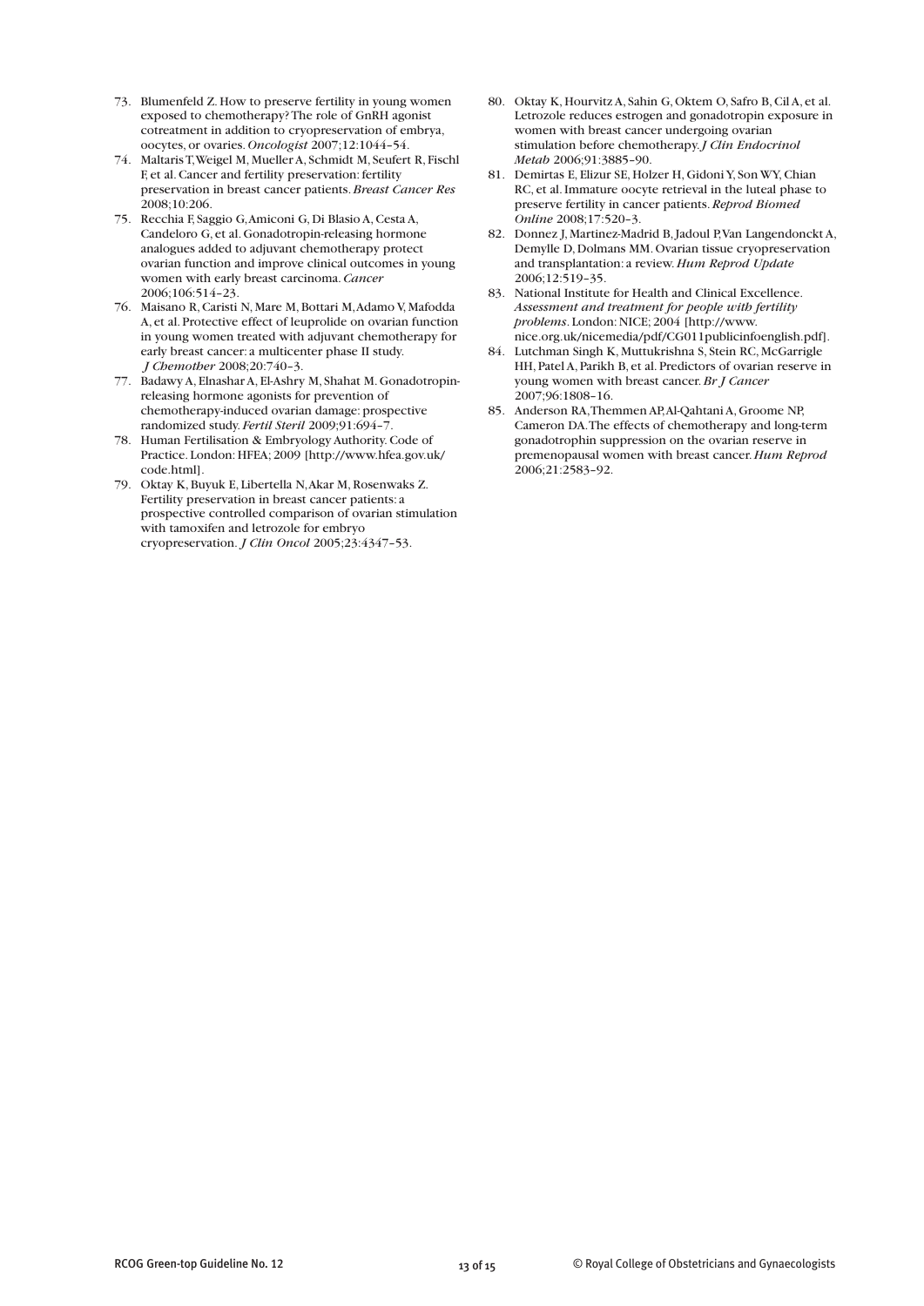73. Blumenfeld Z. How to preserve fertility in young women exposed to chemotherapy? The role of GnRH agonist cotreatment in addition to cryopreservation of embrya, oocytes, or ovaries. *Oncologist* 2007;12:1044–54.
74. Maltaris T, Weigel M, Mueller A, Schmidt M, Seufert R, Fischl F, et al. Cancer and fertility preservation: fertility preservation in breast cancer patients. *Breast Cancer Res* 2008;10:206.
75. Recchia F, Saggio G, Amiconi G, Di Blasio A, Cesta A, Candeloro G, et al. Gonadotropin-releasing hormone analogues added to adjuvant chemotherapy protect ovarian function and improve clinical outcomes in young women with early breast carcinoma. *Cancer* 2006;106:514–23.
76. Maisano R, Caristi N, Mare M, Bottari M, Adamo V, Mafodda A, et al. Protective effect of leuprolide on ovarian function in young women treated with adjuvant chemotherapy for early breast cancer: a multicenter phase II study. *J Chemother* 2008;20:740–3.
77. Badawy A, Elnashar A, El-Ashry M, Shahat M. Gonadotropin-releasing hormone agonists for prevention of chemotherapy-induced ovarian damage: prospective randomized study. *Fertil Steril* 2009;91:694–7.
78. Human Fertilisation & Embryology Authority. Code of Practice. London: HFEA; 2009 [http://www.hfea.gov.uk/code.html].
79. Oktay K, Buyuk E, Libertella N, Akar M, Rosenwaks Z. Fertility preservation in breast cancer patients: a prospective controlled comparison of ovarian stimulation with tamoxifen and letrozole for embryo cryopreservation. *J Clin Oncol* 2005;23:4347–53.
80. Oktay K, Hourvitz A, Sahin G, Oktem O, Safro B, Cil A, et al. Letrozole reduces estrogen and gonadotropin exposure in women with breast cancer undergoing ovarian stimulation before chemotherapy. *J Clin Endocrinol Metab* 2006;91:3885–90.
81. Demirtas E, Elizur SE, Holzer H, Gidoni Y, Son WY, Chian RC, et al. Immature oocyte retrieval in the luteal phase to preserve fertility in cancer patients. *Reprod Biomed Online* 2008;17:520–3.
82. Donnez J, Martinez-Madrid B, Jadoul P, Van Langendonckt A, Demylle D, Dolmans MM. Ovarian tissue cryopreservation and transplantation: a review. *Hum Reprod Update* 2006;12:519–35.
83. National Institute for Health and Clinical Excellence. *Assessment and treatment for people with fertility problems*. London: NICE; 2004 [http://www.nice.org.uk/nicemedia/pdf/CG011publicinfoenglish.pdf].
84. Lutchman Singh K, Muttukrishna S, Stein RC, McGarrigle HH, Patel A, Parikh B, et al. Predictors of ovarian reserve in young women with breast cancer. *Br J Cancer* 2007;96:1808–16.
85. Anderson RA, Themmen AP, Al-Qahtani A, Groome NP, Cameron DA. The effects of chemotherapy and long-term gonadotrophin suppression on the ovarian reserve in premenopausal women with breast cancer. *Hum Reprod* 2006;21:2583–92.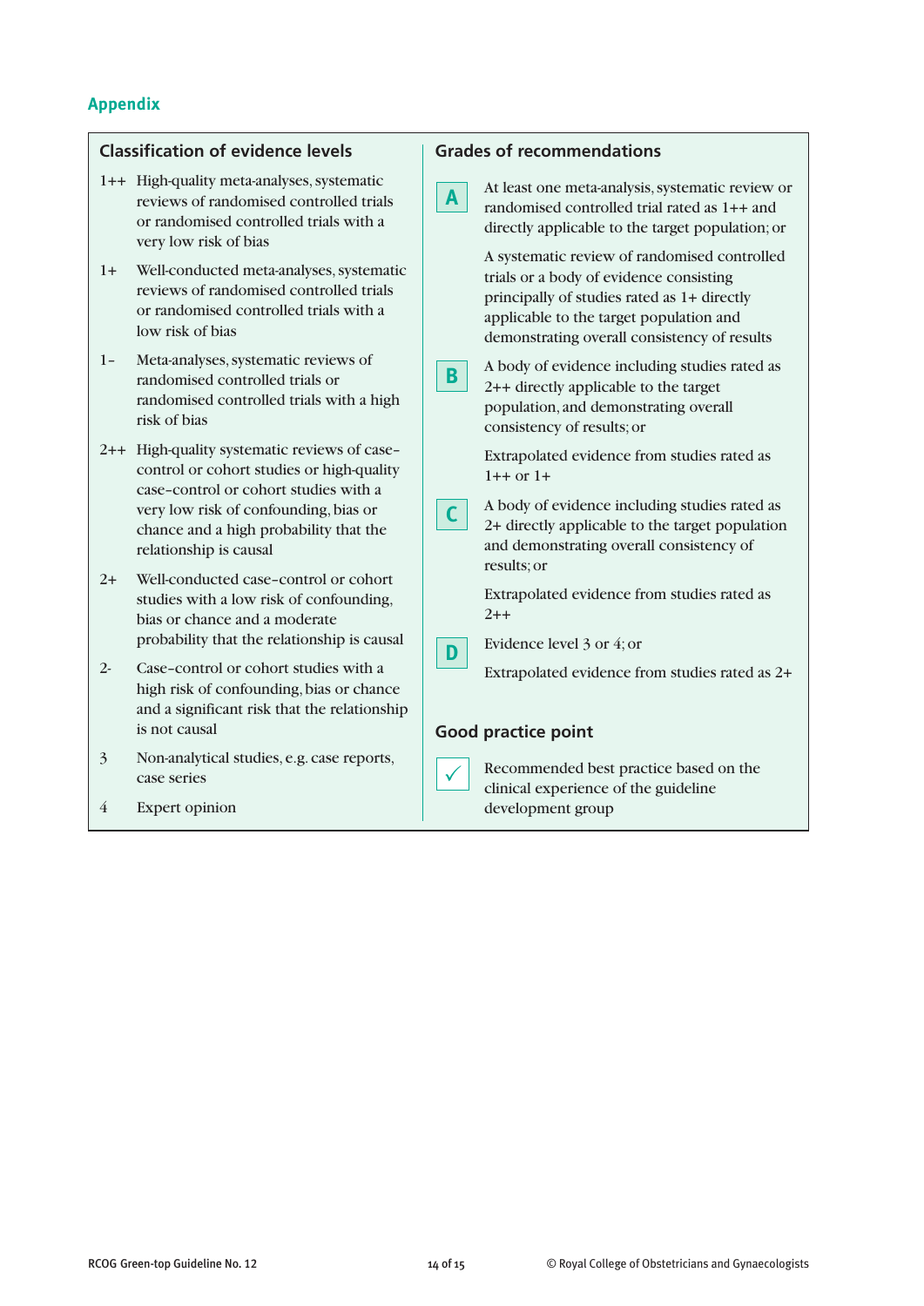## Appendix

### Classification of evidence levels

1++ High-quality meta-analyses, systematic reviews of randomised controlled trials or randomised controlled trials with a very low risk of bias

1+ Well-conducted meta-analyses, systematic reviews of randomised controlled trials or randomised controlled trials with a low risk of bias

1– Meta-analyses, systematic reviews of randomised controlled trials or randomised controlled trials with a high risk of bias

2++ High-quality systematic reviews of case–control or cohort studies or high-quality case–control or cohort studies with a very low risk of confounding, bias or chance and a high probability that the relationship is causal

2+ Well-conducted case–control or cohort studies with a low risk of confounding, bias or chance and a moderate probability that the relationship is causal

2- Case–control or cohort studies with a high risk of confounding, bias or chance and a significant risk that the relationship is not causal

3 Non-analytical studies, e.g. case reports, case series

4 Expert opinion

### Grades of recommendations

**A** At least one meta-analysis, systematic review or randomised controlled trial rated as 1++ and directly applicable to the target population; or

A systematic review of randomised controlled trials or a body of evidence consisting principally of studies rated as 1+ directly applicable to the target population and demonstrating overall consistency of results

**B** A body of evidence including studies rated as 2++ directly applicable to the target population, and demonstrating overall consistency of results; or

Extrapolated evidence from studies rated as 1++ or 1+

**C** A body of evidence including studies rated as 2+ directly applicable to the target population and demonstrating overall consistency of results; or

Extrapolated evidence from studies rated as 2++

**D** Evidence level 3 or 4; or

Extrapolated evidence from studies rated as 2+

### Good practice point

✓ Recommended best practice based on the clinical experience of the guideline development group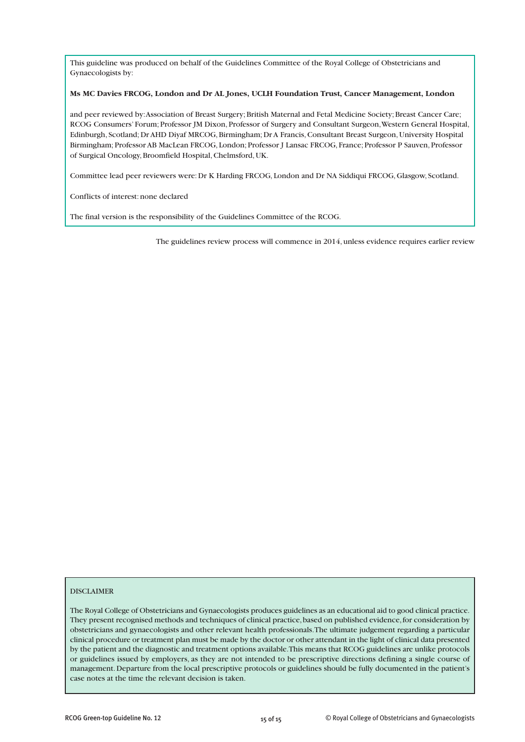This guideline was produced on behalf of the Guidelines Committee of the Royal College of Obstetricians and Gynaecologists by:

**Ms MC Davies FRCOG, London and Dr AL Jones, UCLH Foundation Trust, Cancer Management, London**

and peer reviewed by: Association of Breast Surgery; British Maternal and Fetal Medicine Society; Breast Cancer Care; RCOG Consumers' Forum; Professor JM Dixon, Professor of Surgery and Consultant Surgeon, Western General Hospital, Edinburgh, Scotland; Dr AHD Diyaf MRCOG, Birmingham; Dr A Francis, Consultant Breast Surgeon, University Hospital Birmingham; Professor AB MacLean FRCOG, London; Professor J Lansac FRCOG, France; Professor P Sauven, Professor of Surgical Oncology, Broomfield Hospital, Chelmsford, UK.

Committee lead peer reviewers were: Dr K Harding FRCOG, London and Dr NA Siddiqui FRCOG, Glasgow, Scotland.

Conflicts of interest: none declared

The final version is the responsibility of the Guidelines Committee of the RCOG.

The guidelines review process will commence in 2014, unless evidence requires earlier review

DISCLAIMER

The Royal College of Obstetricians and Gynaecologists produces guidelines as an educational aid to good clinical practice. They present recognised methods and techniques of clinical practice, based on published evidence, for consideration by obstetricians and gynaecologists and other relevant health professionals. The ultimate judgement regarding a particular clinical procedure or treatment plan must be made by the doctor or other attendant in the light of clinical data presented by the patient and the diagnostic and treatment options available. This means that RCOG guidelines are unlike protocols or guidelines issued by employers, as they are not intended to be prescriptive directions defining a single course of management. Departure from the local prescriptive protocols or guidelines should be fully documented in the patient's case notes at the time the relevant decision is taken.